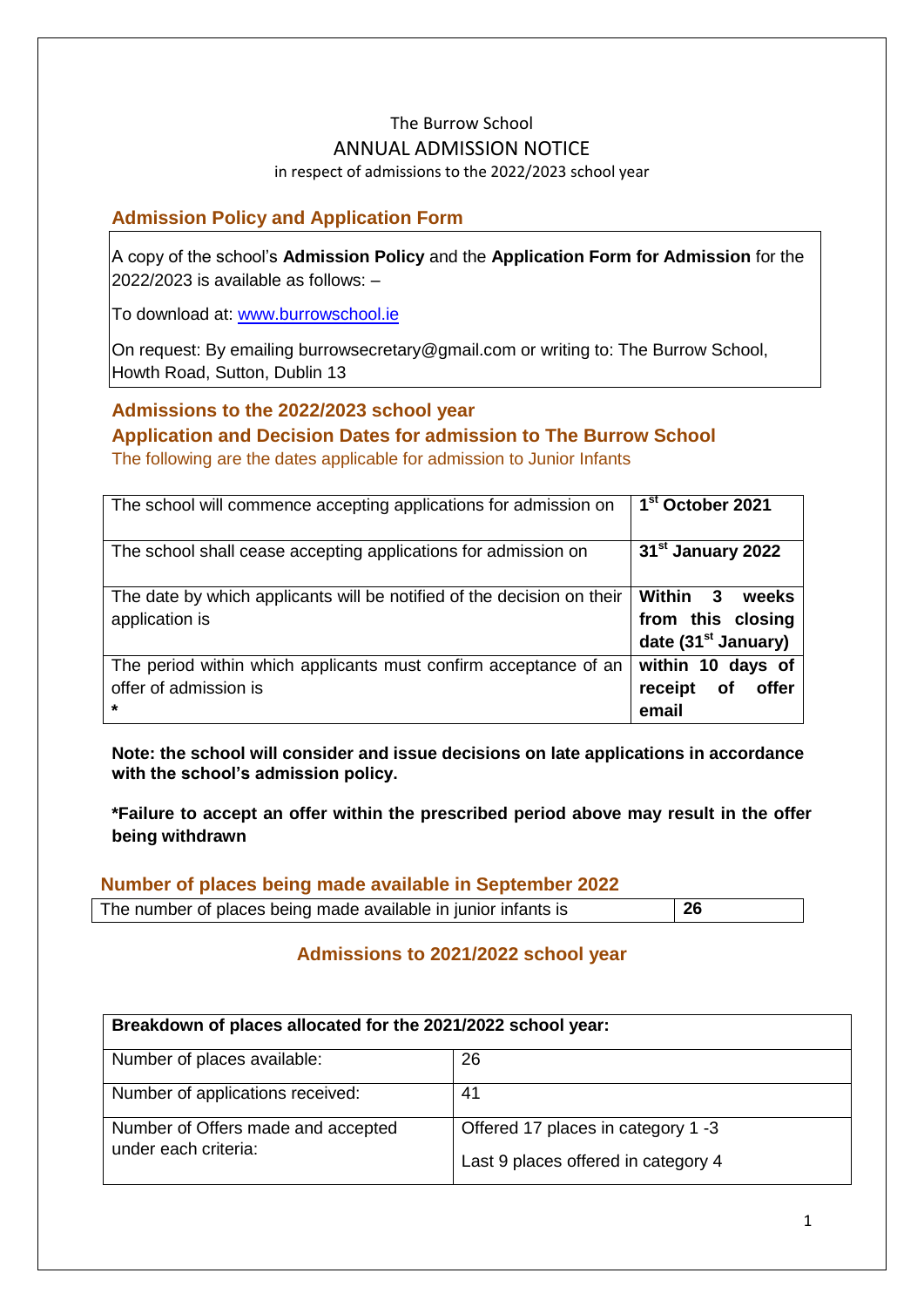The Burrow School

# ANNUAL ADMISSION NOTICE

in respect of admissions to the 2022/2023 school year

## Admission Policy and Application Form

A copy of the school's **Admission Policy** and the **Application Form for Admission** for the 2022/2023 is available as follows: –

To download at: [www.burrowschool.ie](www.burrowschool.ie)

On request: By emailing burrowsecretary@gmail.com or writing to: The Burrow School, Howth Road, Sutton, Dublin 13

## Admissions to the 2022/2023 school year

## Application and Decision Dates for admission to The Burrow School

The following are the dates applicable for admission to Junior Infants

| | |
|---|---|
| The school will commence accepting applications for admission on | **1st October 2021** |
| The school shall cease accepting applications for admission on | **31st January 2022** |
| The date by which applicants will be notified of the decision on their application is | **Within 3 weeks from this closing date (31st January)** |
| The period within which applicants must confirm acceptance of an offer of admission is * | **within 10 days of receipt of offer email** |

**Note: the school will consider and issue decisions on late applications in accordance with the school's admission policy.**

**\*Failure to accept an offer within the prescribed period above may result in the offer being withdrawn**

## Number of places being made available in September 2022

| | |
|---|---|
| The number of places being made available in junior infants is | **26** |

## Admissions to 2021/2022 school year

| **Breakdown of places allocated for the 2021/2022 school year:** | |
|---|---|
| Number of places available: | 26 |
| Number of applications received: | 41 |
| Number of Offers made and accepted under each criteria: | Offered 17 places in category 1 -3<br>Last 9 places offered in category 4 |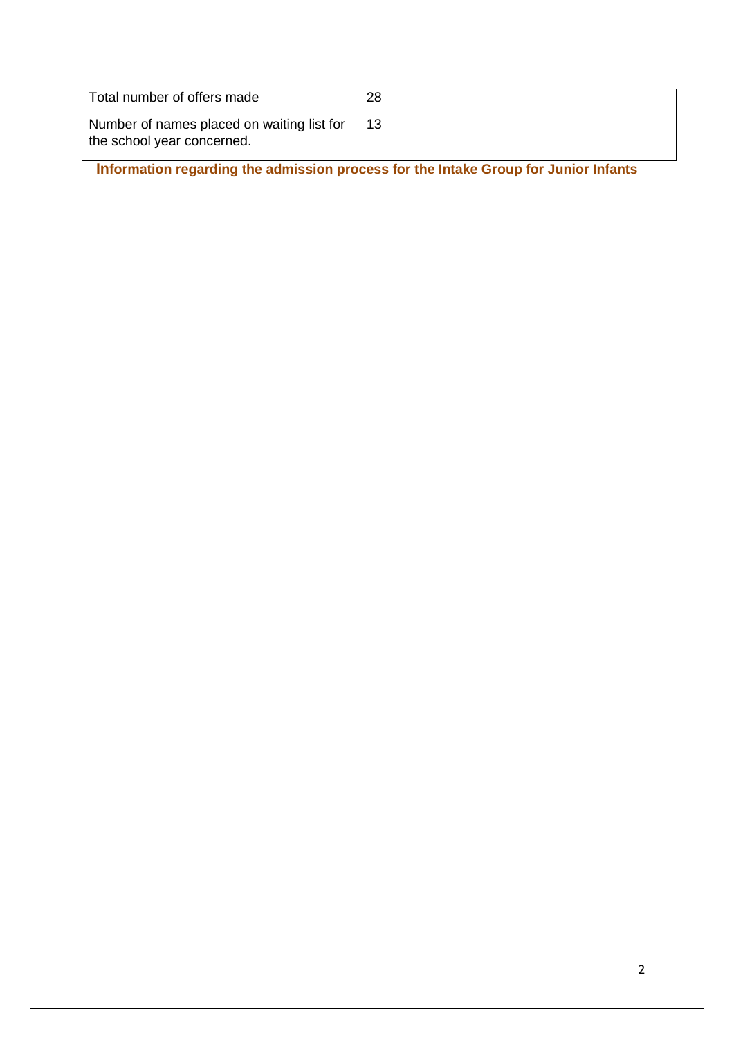| | |
|---|---|
| Total number of offers made | 28 |
| Number of names placed on waiting list for the school year concerned. | 13 |

**Information regarding the admission process for the Intake Group for Junior Infants**